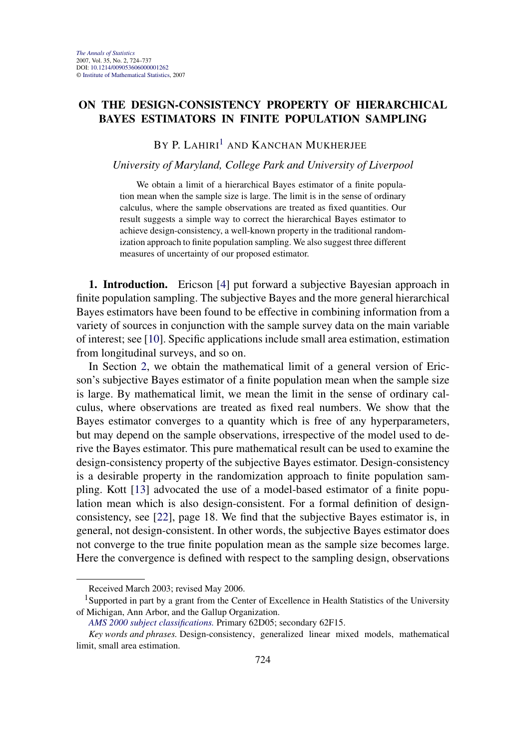# ON THE DESIGN-CONSISTENCY PROPERTY OF HIERARCHICAL BAYES ESTIMATORS IN FINITE POPULATION SAMPLING

BY P. LAHIRI[1] AND KANCHAN MUKHERJEE

*University of Maryland, College Park and University of Liverpool*

We obtain a limit of a hierarchical Bayes estimator of a finite population mean when the sample size is large. The limit is in the sense of ordinary calculus, where the sample observations are treated as fixed quantities. Our result suggests a simple way to correct the hierarchical Bayes estimator to achieve design-consistency, a well-known property in the traditional randomization approach to finite population sampling. We also suggest three different measures of uncertainty of our proposed estimator.

**1. Introduction.** Ericson [4] put forward a subjective Bayesian approach in finite population sampling. The subjective Bayes and the more general hierarchical Bayes estimators have been found to be effective in combining information from a variety of sources in conjunction with the sample survey data on the main variable of interest; see [10]. Specific applications include small area estimation, estimation from longitudinal surveys, and so on.

In Section 2, we obtain the mathematical limit of a general version of Ericson's subjective Bayes estimator of a finite population mean when the sample size is large. By mathematical limit, we mean the limit in the sense of ordinary calculus, where observations are treated as fixed real numbers. We show that the Bayes estimator converges to a quantity which is free of any hyperparameters, but may depend on the sample observations, irrespective of the model used to derive the Bayes estimator. This pure mathematical result can be used to examine the design-consistency property of the subjective Bayes estimator. Design-consistency is a desirable property in the randomization approach to finite population sampling. Kott [13] advocated the use of a model-based estimator of a finite population mean which is also design-consistent. For a formal definition of design-consistency, see [22], page 18. We find that the subjective Bayes estimator is, in general, not design-consistent. In other words, the subjective Bayes estimator does not converge to the true finite population mean as the sample size becomes large. Here the convergence is defined with respect to the sampling design, observations

---

Received March 2003; revised May 2006.

[1]Supported in part by a grant from the Center of Excellence in Health Statistics of the University of Michigan, Ann Arbor, and the Gallup Organization.

*AMS 2000 subject classifications.* Primary 62D05; secondary 62F15.

*Key words and phrases.* Design-consistency, generalized linear mixed models, mathematical limit, small area estimation.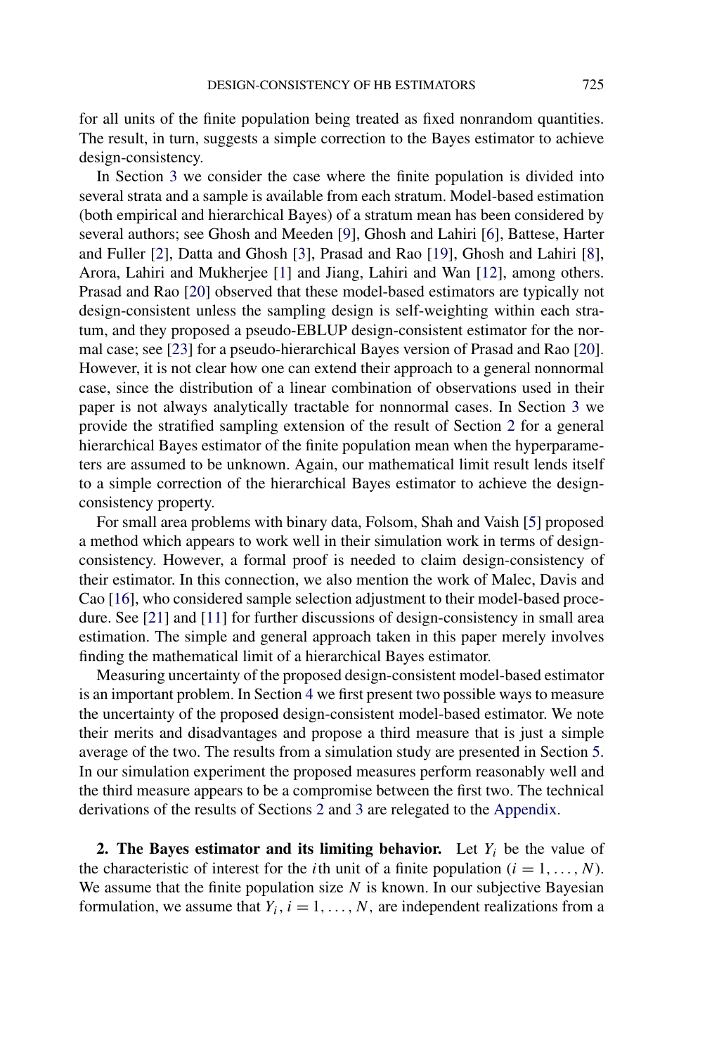for all units of the finite population being treated as fixed nonrandom quantities. The result, in turn, suggests a simple correction to the Bayes estimator to achieve design-consistency.

In Section 3 we consider the case where the finite population is divided into several strata and a sample is available from each stratum. Model-based estimation (both empirical and hierarchical Bayes) of a stratum mean has been considered by several authors; see Ghosh and Meeden [9], Ghosh and Lahiri [6], Battese, Harter and Fuller [2], Datta and Ghosh [3], Prasad and Rao [19], Ghosh and Lahiri [8], Arora, Lahiri and Mukherjee [1] and Jiang, Lahiri and Wan [12], among others. Prasad and Rao [20] observed that these model-based estimators are typically not design-consistent unless the sampling design is self-weighting within each stratum, and they proposed a pseudo-EBLUP design-consistent estimator for the normal case; see [23] for a pseudo-hierarchical Bayes version of Prasad and Rao [20]. However, it is not clear how one can extend their approach to a general nonnormal case, since the distribution of a linear combination of observations used in their paper is not always analytically tractable for nonnormal cases. In Section 3 we provide the stratified sampling extension of the result of Section 2 for a general hierarchical Bayes estimator of the finite population mean when the hyperparameters are assumed to be unknown. Again, our mathematical limit result lends itself to a simple correction of the hierarchical Bayes estimator to achieve the design-consistency property.

For small area problems with binary data, Folsom, Shah and Vaish [5] proposed a method which appears to work well in their simulation work in terms of design-consistency. However, a formal proof is needed to claim design-consistency of their estimator. In this connection, we also mention the work of Malec, Davis and Cao [16], who considered sample selection adjustment to their model-based procedure. See [21] and [11] for further discussions of design-consistency in small area estimation. The simple and general approach taken in this paper merely involves finding the mathematical limit of a hierarchical Bayes estimator.

Measuring uncertainty of the proposed design-consistent model-based estimator is an important problem. In Section 4 we first present two possible ways to measure the uncertainty of the proposed design-consistent model-based estimator. We note their merits and disadvantages and propose a third measure that is just a simple average of the two. The results from a simulation study are presented in Section 5. In our simulation experiment the proposed measures perform reasonably well and the third measure appears to be a compromise between the first two. The technical derivations of the results of Sections 2 and 3 are relegated to the Appendix.

## 2. The Bayes estimator and its limiting behavior.

Let $Y_i$ be the value of the characteristic of interest for the $i$th unit of a finite population ($i = 1, \dots, N$). We assume that the finite population size $N$ is known. In our subjective Bayesian formulation, we assume that $Y_i$, $i = 1, \dots, N$, are independent realizations from a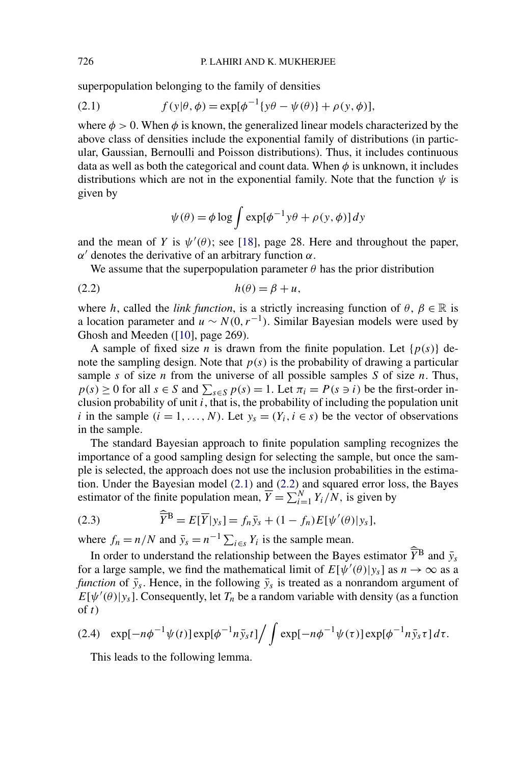superpopulation belonging to the family of densities

$$f(y|\theta, \phi) = \exp[\phi^{-1}\{y\theta - \psi(\theta)\} + \rho(y, \phi)], \tag{2.1}$$

where $\phi > 0$. When $\phi$ is known, the generalized linear models characterized by the above class of densities include the exponential family of distributions (in particular, Gaussian, Bernoulli and Poisson distributions). Thus, it includes continuous data as well as both the categorical and count data. When $\phi$ is unknown, it includes distributions which are not in the exponential family. Note that the function $\psi$ is given by

$$\psi(\theta) = \phi \log \int \exp[\phi^{-1} y\theta + \rho(y, \phi)]\, dy$$

and the mean of $Y$ is $\psi'(\theta)$; see [18], page 28. Here and throughout the paper, $\alpha'$ denotes the derivative of an arbitrary function $\alpha$.

We assume that the superpopulation parameter $\theta$ has the prior distribution

$$h(\theta) = \beta + u, \tag{2.2}$$

where $h$, called the *link function*, is a strictly increasing function of $\theta$, $\beta \in \mathbb{R}$ is a location parameter and $u \sim N(0, r^{-1})$. Similar Bayesian models were used by Ghosh and Meeden ([10], page 269).

A sample of fixed size $n$ is drawn from the finite population. Let $\{p(s)\}$ denote the sampling design. Note that $p(s)$ is the probability of drawing a particular sample $s$ of size $n$ from the universe of all possible samples $S$ of size $n$. Thus, $p(s) \geq 0$ for all $s \in S$ and $\sum_{s \in S} p(s) = 1$. Let $\pi_i = P(s \ni i)$ be the first-order inclusion probability of unit $i$, that is, the probability of including the population unit $i$ in the sample $(i = 1, \dots, N)$. Let $y_s = (Y_i, i \in s)$ be the vector of observations in the sample.

The standard Bayesian approach to finite population sampling recognizes the importance of a good sampling design for selecting the sample, but once the sample is selected, the approach does not use the inclusion probabilities in the estimation. Under the Bayesian model (2.1) and (2.2) and squared error loss, the Bayes estimator of the finite population mean, $\overline{Y} = \sum_{i=1}^{N} Y_i / N$, is given by

$$\widehat{\overline{Y}}^{\mathrm{B}} = E[\overline{Y}|y_s] = f_n \bar{y}_s + (1 - f_n) E[\psi'(\theta)|y_s], \tag{2.3}$$

where $f_n = n/N$ and $\bar{y}_s = n^{-1} \sum_{i \in s} Y_i$ is the sample mean.

In order to understand the relationship between the Bayes estimator $\widehat{\overline{Y}}^{\mathrm{B}}$ and $\bar{y}_s$ for a large sample, we find the mathematical limit of $E[\psi'(\theta)|y_s]$ as $n \to \infty$ as a *function* of $\bar{y}_s$. Hence, in the following $\bar{y}_s$ is treated as a nonrandom argument of $E[\psi'(\theta)|y_s]$. Consequently, let $T_n$ be a random variable with density (as a function of $t$)

$$\exp[-n\phi^{-1}\psi(t)] \exp[\phi^{-1} n \bar{y}_s t] \Big/ \int \exp[-n\phi^{-1}\psi(\tau)] \exp[\phi^{-1} n \bar{y}_s \tau]\, d\tau. \tag{2.4}$$

This leads to the following lemma.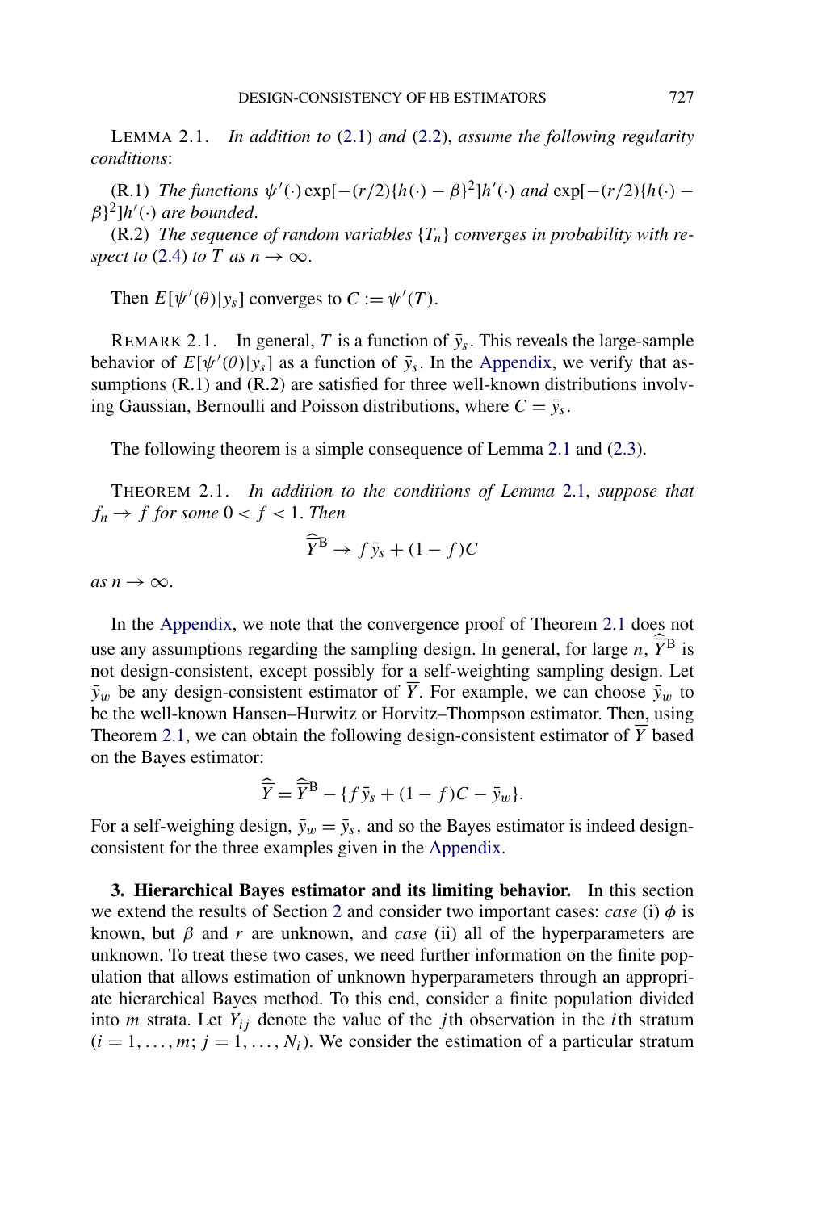LEMMA 2.1. *In addition to* (2.1) *and* (2.2), *assume the following regularity conditions*:

(R.1) *The functions* $\psi'(\cdot)\exp[-(r/2)\{h(\cdot)-\beta\}^2]h'(\cdot)$ *and* $\exp[-(r/2)\{h(\cdot)-\beta\}^2]h'(\cdot)$ *are bounded*.

(R.2) *The sequence of random variables* $\{T_n\}$ *converges in probability with respect to* (2.4) *to* $T$ *as* $n \to \infty$.

Then $E[\psi'(\theta)|y_s]$ converges to $C := \psi'(T)$.

REMARK 2.1. In general, $T$ is a function of $\bar{y}_s$. This reveals the large-sample behavior of $E[\psi'(\theta)|y_s]$ as a function of $\bar{y}_s$. In the Appendix, we verify that assumptions (R.1) and (R.2) are satisfied for three well-known distributions involving Gaussian, Bernoulli and Poisson distributions, where $C = \bar{y}_s$.

The following theorem is a simple consequence of Lemma 2.1 and (2.3).

THEOREM 2.1. *In addition to the conditions of Lemma* 2.1, *suppose that* $f_n \to f$ *for some* $0 < f < 1$. *Then*

$$\widehat{\overline{Y}}^{\mathrm{B}} \to f\bar{y}_s + (1-f)C$$

*as* $n \to \infty$.

In the Appendix, we note that the convergence proof of Theorem 2.1 does not use any assumptions regarding the sampling design. In general, for large $n$, $\widehat{\overline{Y}}^{\mathrm{B}}$ is not design-consistent, except possibly for a self-weighting sampling design. Let $\bar{y}_w$ be any design-consistent estimator of $\overline{Y}$. For example, we can choose $\bar{y}_w$ to be the well-known Hansen–Hurwitz or Horvitz–Thompson estimator. Then, using Theorem 2.1, we can obtain the following design-consistent estimator of $\overline{Y}$ based on the Bayes estimator:

$$\hat{\widehat{\overline{Y}}} = \hat{\widehat{\overline{Y}}}^{\mathrm{B}} - \{f\bar{y}_s + (1-f)C - \bar{y}_w\}.$$

For a self-weighing design, $\bar{y}_w = \bar{y}_s$, and so the Bayes estimator is indeed design-consistent for the three examples given in the Appendix.

**3. Hierarchical Bayes estimator and its limiting behavior.** In this section we extend the results of Section 2 and consider two important cases: *case* (i) $\phi$ is known, but $\beta$ and $r$ are unknown, and *case* (ii) all of the hyperparameters are unknown. To treat these two cases, we need further information on the finite population that allows estimation of unknown hyperparameters through an appropriate hierarchical Bayes method. To this end, consider a finite population divided into $m$ strata. Let $Y_{ij}$ denote the value of the $j$th observation in the $i$th stratum $(i = 1, \ldots, m;\ j = 1, \ldots, N_i)$. We consider the estimation of a particular stratum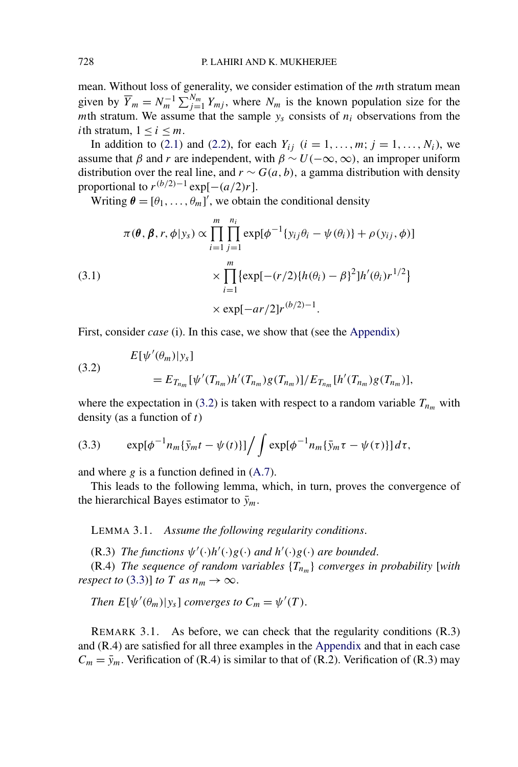mean. Without loss of generality, we consider estimation of the $m$th stratum mean given by $\overline{Y}_m = N_m^{-1} \sum_{j=1}^{N_m} Y_{mj}$, where $N_m$ is the known population size for the $m$th stratum. We assume that the sample $y_s$ consists of $n_i$ observations from the $i$th stratum, $1 \le i \le m$.

In addition to (2.1) and (2.2), for each $Y_{ij}$ $(i = 1, \ldots, m; j = 1, \ldots, N_i)$, we assume that $\beta$ and $r$ are independent, with $\beta \sim U(-\infty, \infty)$, an improper uniform distribution over the real line, and $r \sim G(a, b)$, a gamma distribution with density proportional to $r^{(b/2)-1} \exp[-(a/2)r]$.

Writing $\boldsymbol{\theta} = [\theta_1, \ldots, \theta_m]'$, we obtain the conditional density

$$
\begin{aligned}
\pi(\boldsymbol{\theta}, \boldsymbol{\beta}, r, \phi | y_s) \propto & \prod_{i=1}^{m} \prod_{j=1}^{n_i} \exp[\phi^{-1}\{y_{ij}\theta_i - \psi(\theta_i)\} + \rho(y_{ij}, \phi)] \\
& \times \prod_{i=1}^{m} \{\exp[-(r/2)\{h(\theta_i) - \beta\}^2] h'(\theta_i) r^{1/2}\} \\
& \times \exp[-ar/2] r^{(b/2)-1}.
\end{aligned} \tag{3.1}
$$

First, consider *case* (i). In this case, we show that (see the Appendix)

$$
\begin{aligned}
& E[\psi'(\theta_m)|y_s] \\
& \quad = E_{T_{n_m}}[\psi'(T_{n_m}) h'(T_{n_m}) g(T_{n_m})] / E_{T_{n_m}}[h'(T_{n_m}) g(T_{n_m})],
\end{aligned} \tag{3.2}
$$

where the expectation in (3.2) is taken with respect to a random variable $T_{n_m}$ with density (as a function of $t$)

$$
\exp[\phi^{-1} n_m \{\bar{y}_m t - \psi(t)\}] \Big/ \int \exp[\phi^{-1} n_m \{\bar{y}_m \tau - \psi(\tau)\}] \, d\tau, \tag{3.3}
$$

and where $g$ is a function defined in (A.7).

This leads to the following lemma, which, in turn, proves the convergence of the hierarchical Bayes estimator to $\bar{y}_m$.

LEMMA 3.1. *Assume the following regularity conditions.*

(R.3) *The functions $\psi'(\cdot)h'(\cdot)g(\cdot)$ and $h'(\cdot)g(\cdot)$ are bounded.*

(R.4) *The sequence of random variables $\{T_{n_m}\}$ converges in probability [with respect to (3.3)] to $T$ as $n_m \to \infty$.*

*Then $E[\psi'(\theta_m)|y_s]$ converges to $C_m = \psi'(T)$.*

REMARK 3.1. As before, we can check that the regularity conditions (R.3) and (R.4) are satisfied for all three examples in the Appendix and that in each case $C_m = \bar{y}_m$. Verification of (R.4) is similar to that of (R.2). Verification of (R.3) may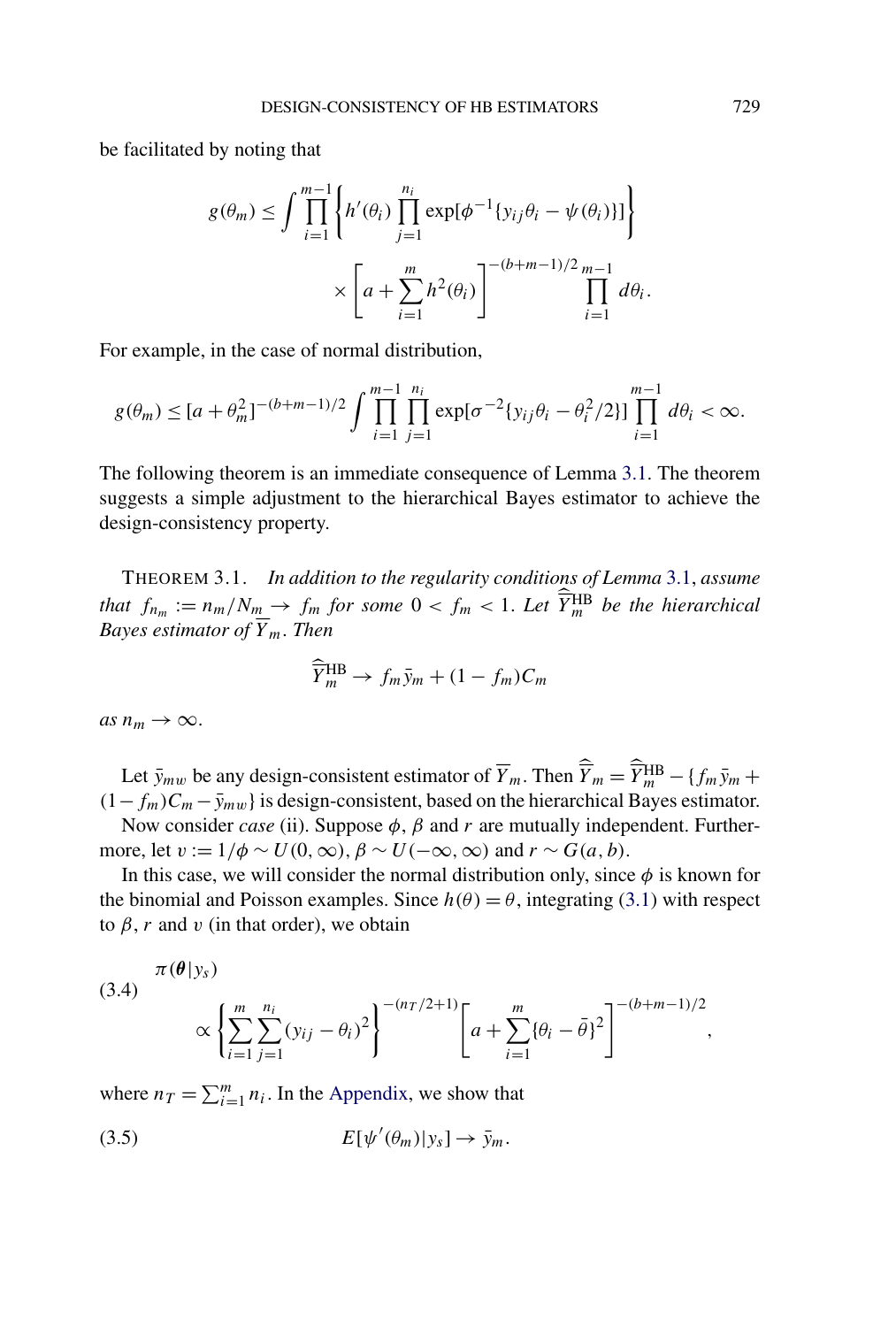be facilitated by noting that

$$g(\theta_m) \le \int \prod_{i=1}^{m-1} \left\{ h'(\theta_i) \prod_{j=1}^{n_i} \exp[\phi^{-1}\{y_{ij}\theta_i - \psi(\theta_i)\}] \right\} \times \left[ a + \sum_{i=1}^{m} h^2(\theta_i) \right]^{-(b+m-1)/2} \prod_{i=1}^{m-1} d\theta_i.$$

For example, in the case of normal distribution,

$$g(\theta_m) \le [a + \theta_m^2]^{-(b+m-1)/2} \int \prod_{i=1}^{m-1} \prod_{j=1}^{n_i} \exp[\sigma^{-2}\{y_{ij}\theta_i - \theta_i^2/2\}] \prod_{i=1}^{m-1} d\theta_i < \infty.$$

The following theorem is an immediate consequence of Lemma 3.1. The theorem suggests a simple adjustment to the hierarchical Bayes estimator to achieve the design-consistency property.

THEOREM 3.1. *In addition to the regularity conditions of Lemma 3.1, assume that $f_{n_m} := n_m/N_m \to f_m$ for some $0 < f_m < 1$. Let $\widehat{\overline{Y}}_m^{\text{HB}}$ be the hierarchical Bayes estimator of $\overline{Y}_m$. Then*

$$\widehat{\overline{Y}}_m^{\text{HB}} \to f_m \bar{y}_m + (1 - f_m) C_m$$

*as $n_m \to \infty$.*

Let $\bar{y}_{mw}$ be any design-consistent estimator of $\overline{Y}_m$. Then $\widehat{\overline{Y}}_m = \widehat{\overline{Y}}_m^{\text{HB}} - \{f_m \bar{y}_m + (1 - f_m) C_m - \bar{y}_{mw}\}$ is design-consistent, based on the hierarchical Bayes estimator.

Now consider *case* (ii). Suppose $\phi$, $\beta$ and $r$ are mutually independent. Furthermore, let $v := 1/\phi \sim U(0, \infty)$, $\beta \sim U(-\infty, \infty)$ and $r \sim G(a, b)$.

In this case, we will consider the normal distribution only, since $\phi$ is known for the binomial and Poisson examples. Since $h(\theta) = \theta$, integrating (3.1) with respect to $\beta$, $r$ and $v$ (in that order), we obtain

$$\pi(\boldsymbol{\theta}|y_s) \propto \left\{ \sum_{i=1}^{m} \sum_{j=1}^{n_i} (y_{ij} - \theta_i)^2 \right\}^{-(n_T/2+1)} \left[ a + \sum_{i=1}^{m} \{\theta_i - \bar{\theta}\}^2 \right]^{-(b+m-1)/2}, \tag{3.4}$$

where $n_T = \sum_{i=1}^{m} n_i$. In the Appendix, we show that

$$E[\psi'(\theta_m)|y_s] \to \bar{y}_m. \tag{3.5}$$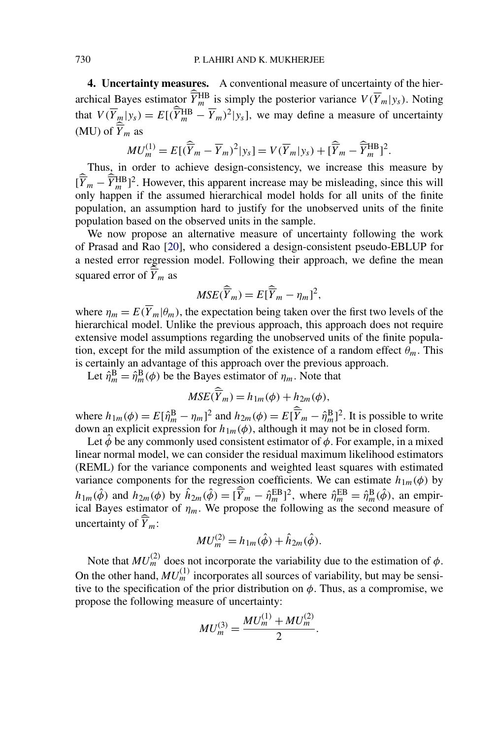**4. Uncertainty measures.** A conventional measure of uncertainty of the hierarchical Bayes estimator $\widehat{\overline{Y}}_m^{\mathrm{HB}}$ is simply the posterior variance $V(\overline{Y}_m|y_s)$. Noting that $V(\overline{Y}_m|y_s) = E[(\widehat{\overline{Y}}_m^{\mathrm{HB}} - \overline{Y}_m)^2|y_s]$, we may define a measure of uncertainty (MU) of $\widehat{\widehat{\overline{Y}}}_m$ as

$$MU_m^{(1)} = E[(\widehat{\widehat{\overline{Y}}}_m - \overline{Y}_m)^2|y_s] = V(\overline{Y}_m|y_s) + [\widehat{\widehat{\overline{Y}}}_m - \widehat{\overline{Y}}_m^{\mathrm{HB}}]^2.$$

Thus, in order to achieve design-consistency, we increase this measure by $[\widehat{\widehat{\overline{Y}}}_m - \widehat{\overline{Y}}_m^{\mathrm{HB}}]^2$. However, this apparent increase may be misleading, since this will only happen if the assumed hierarchical model holds for all units of the finite population, an assumption hard to justify for the unobserved units of the finite population based on the observed units in the sample.

We now propose an alternative measure of uncertainty following the work of Prasad and Rao [20], who considered a design-consistent pseudo-EBLUP for a nested error regression model. Following their approach, we define the mean squared error of $\widehat{\widehat{\overline{Y}}}_m$ as

$$MSE(\widehat{\widehat{\overline{Y}}}_m) = E[\widehat{\widehat{\overline{Y}}}_m - \eta_m]^2,$$

where $\eta_m = E(\overline{Y}_m|\theta_m)$, the expectation being taken over the first two levels of the hierarchical model. Unlike the previous approach, this approach does not require extensive model assumptions regarding the unobserved units of the finite population, except for the mild assumption of the existence of a random effect $\theta_m$. This is certainly an advantage of this approach over the previous approach.

Let $\hat{\eta}_m^{\mathrm{B}} = \hat{\eta}_m^{\mathrm{B}}(\phi)$ be the Bayes estimator of $\eta_m$. Note that

$$MSE(\widehat{\widehat{\overline{Y}}}_m) = h_{1m}(\phi) + h_{2m}(\phi),$$

where $h_{1m}(\phi) = E[\hat{\eta}_m^{\mathrm{B}} - \eta_m]^2$ and $h_{2m}(\phi) = E[\widehat{\widehat{\overline{Y}}}_m - \hat{\eta}_m^{\mathrm{B}}]^2$. It is possible to write down an explicit expression for $h_{1m}(\phi)$, although it may not be in closed form.

Let $\hat{\phi}$ be any commonly used consistent estimator of $\phi$. For example, in a mixed linear normal model, we can consider the residual maximum likelihood estimators (REML) for the variance components and weighted least squares with estimated variance components for the regression coefficients. We can estimate $h_{1m}(\phi)$ by $h_{1m}(\hat{\phi})$ and $h_{2m}(\phi)$ by $\hat{h}_{2m}(\hat{\phi}) = [\widehat{\widehat{\overline{Y}}}_m - \hat{\eta}_m^{\mathrm{EB}}]^2$, where $\hat{\eta}_m^{\mathrm{EB}} = \hat{\eta}_m^{\mathrm{B}}(\hat{\phi})$, an empirical Bayes estimator of $\eta_m$. We propose the following as the second measure of uncertainty of $\widehat{\widehat{\overline{Y}}}_m$:

$$MU_m^{(2)} = h_{1m}(\hat{\phi}) + \hat{h}_{2m}(\hat{\phi}).$$

Note that $MU_m^{(2)}$ does not incorporate the variability due to the estimation of $\phi$. On the other hand, $MU_m^{(1)}$ incorporates all sources of variability, but may be sensitive to the specification of the prior distribution on $\phi$. Thus, as a compromise, we propose the following measure of uncertainty:

$$MU_m^{(3)} = \frac{MU_m^{(1)} + MU_m^{(2)}}{2}.$$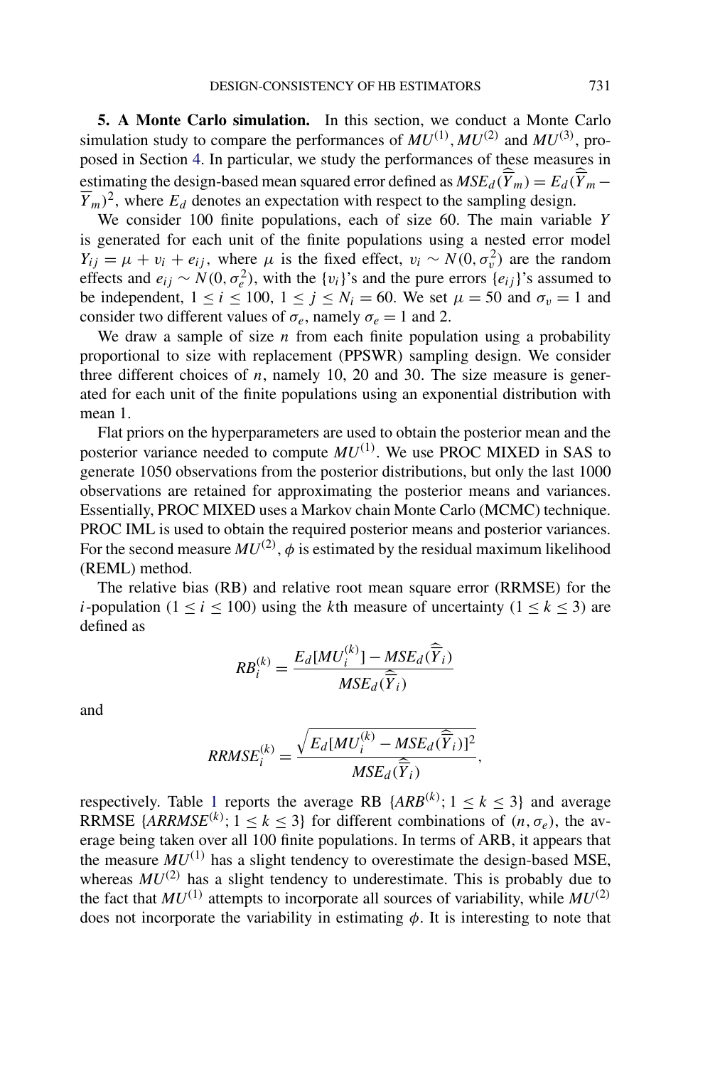**5. A Monte Carlo simulation.** In this section, we conduct a Monte Carlo simulation study to compare the performances of $MU^{(1)}, MU^{(2)}$ and $MU^{(3)}$, proposed in Section 4. In particular, we study the performances of these measures in estimating the design-based mean squared error defined as $MSE_d(\hat{\overline{Y}}_m) = E_d(\hat{\overline{Y}}_m - \overline{Y}_m)^2$, where $E_d$ denotes an expectation with respect to the sampling design.

We consider 100 finite populations, each of size 60. The main variable $Y$ is generated for each unit of the finite populations using a nested error model $Y_{ij} = \mu + v_i + e_{ij}$, where $\mu$ is the fixed effect, $v_i \sim N(0, \sigma_v^2)$ are the random effects and $e_{ij} \sim N(0, \sigma_e^2)$, with the $\{v_i\}$'s and the pure errors $\{e_{ij}\}$'s assumed to be independent, $1 \le i \le 100$, $1 \le j \le N_i = 60$. We set $\mu = 50$ and $\sigma_v = 1$ and consider two different values of $\sigma_e$, namely $\sigma_e = 1$ and 2.

We draw a sample of size $n$ from each finite population using a probability proportional to size with replacement (PPSWR) sampling design. We consider three different choices of $n$, namely 10, 20 and 30. The size measure is generated for each unit of the finite populations using an exponential distribution with mean 1.

Flat priors on the hyperparameters are used to obtain the posterior mean and the posterior variance needed to compute $MU^{(1)}$. We use PROC MIXED in SAS to generate 1050 observations from the posterior distributions, but only the last 1000 observations are retained for approximating the posterior means and variances. Essentially, PROC MIXED uses a Markov chain Monte Carlo (MCMC) technique. PROC IML is used to obtain the required posterior means and posterior variances. For the second measure $MU^{(2)}$, $\phi$ is estimated by the residual maximum likelihood (REML) method.

The relative bias (RB) and relative root mean square error (RRMSE) for the $i$-population ($1 \le i \le 100$) using the $k$th measure of uncertainty ($1 \le k \le 3$) are defined as

$$RB_i^{(k)} = \frac{E_d[MU_i^{(k)}] - MSE_d(\hat{\overline{Y}}_i)}{MSE_d(\hat{\overline{Y}}_i)}$$

and

$$RRMSE_i^{(k)} = \frac{\sqrt{E_d[MU_i^{(k)} - MSE_d(\hat{\overline{Y}}_i)]^2}}{MSE_d(\hat{\overline{Y}}_i)},$$

respectively. Table 1 reports the average RB $\{ARB^{(k)}; 1 \le k \le 3\}$ and average RRMSE $\{ARRMSE^{(k)}; 1 \le k \le 3\}$ for different combinations of $(n, \sigma_e)$, the average being taken over all 100 finite populations. In terms of ARB, it appears that the measure $MU^{(1)}$ has a slight tendency to overestimate the design-based MSE, whereas $MU^{(2)}$ has a slight tendency to underestimate. This is probably due to the fact that $MU^{(1)}$ attempts to incorporate all sources of variability, while $MU^{(2)}$ does not incorporate the variability in estimating $\phi$. It is interesting to note that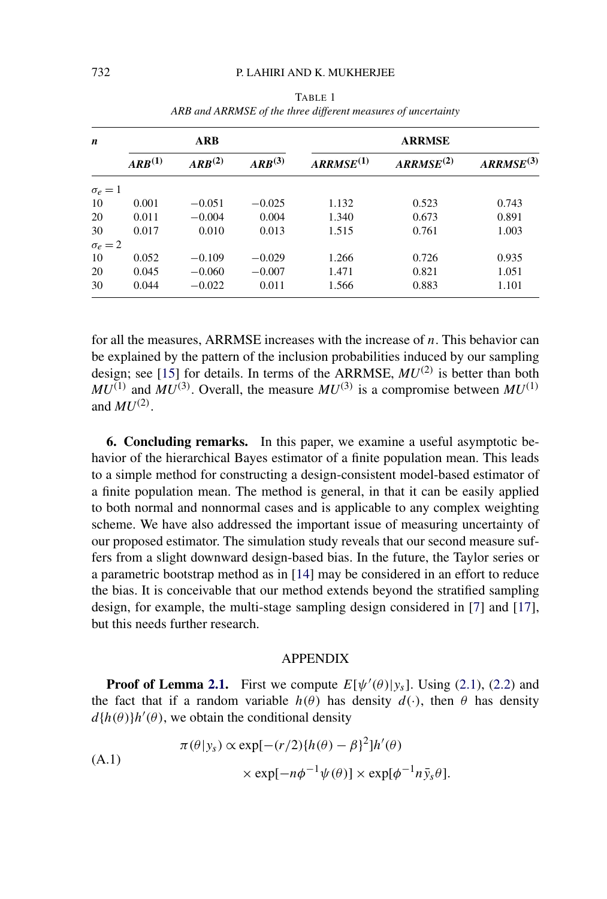TABLE 1

*ARB and ARRMSE of the three different measures of uncertainty*

| $n$ | ARB | | | ARRMSE | | |
|---|---|---|---|---|---|---|
| | $ARB^{(1)}$ | $ARB^{(2)}$ | $ARB^{(3)}$ | $ARRMSE^{(1)}$ | $ARRMSE^{(2)}$ | $ARRMSE^{(3)}$ |
| $\sigma_e = 1$ | | | | | | |
| 10 | 0.001 | −0.051 | −0.025 | 1.132 | 0.523 | 0.743 |
| 20 | 0.011 | −0.004 | 0.004 | 1.340 | 0.673 | 0.891 |
| 30 | 0.017 | 0.010 | 0.013 | 1.515 | 0.761 | 1.003 |
| $\sigma_e = 2$ | | | | | | |
| 10 | 0.052 | −0.109 | −0.029 | 1.266 | 0.726 | 0.935 |
| 20 | 0.045 | −0.060 | −0.007 | 1.471 | 0.821 | 1.051 |
| 30 | 0.044 | −0.022 | 0.011 | 1.566 | 0.883 | 1.101 |

for all the measures, ARRMSE increases with the increase of $n$. This behavior can be explained by the pattern of the inclusion probabilities induced by our sampling design; see [15] for details. In terms of the ARRMSE, $MU^{(2)}$ is better than both $MU^{(1)}$ and $MU^{(3)}$. Overall, the measure $MU^{(3)}$ is a compromise between $MU^{(1)}$ and $MU^{(2)}$.

## 6. Concluding remarks.

In this paper, we examine a useful asymptotic behavior of the hierarchical Bayes estimator of a finite population mean. This leads to a simple method for constructing a design-consistent model-based estimator of a finite population mean. The method is general, in that it can be easily applied to both normal and nonnormal cases and is applicable to any complex weighting scheme. We have also addressed the important issue of measuring uncertainty of our proposed estimator. The simulation study reveals that our second measure suffers from a slight downward design-based bias. In the future, the Taylor series or a parametric bootstrap method as in [14] may be considered in an effort to reduce the bias. It is conceivable that our method extends beyond the stratified sampling design, for example, the multi-stage sampling design considered in [7] and [17], but this needs further research.

## APPENDIX

**Proof of Lemma 2.1.** First we compute $E[\psi'(\theta)|y_s]$. Using (2.1), (2.2) and the fact that if a random variable $h(\theta)$ has density $d(\cdot)$, then $\theta$ has density $d\{h(\theta)\}h'(\theta)$, we obtain the conditional density

$$\pi(\theta|y_s) \propto \exp[-(r/2)\{h(\theta) - \beta\}^2]h'(\theta) \times \exp[-n\phi^{-1}\psi(\theta)] \times \exp[\phi^{-1}n\bar{y}_s\theta]. \tag{A.1}$$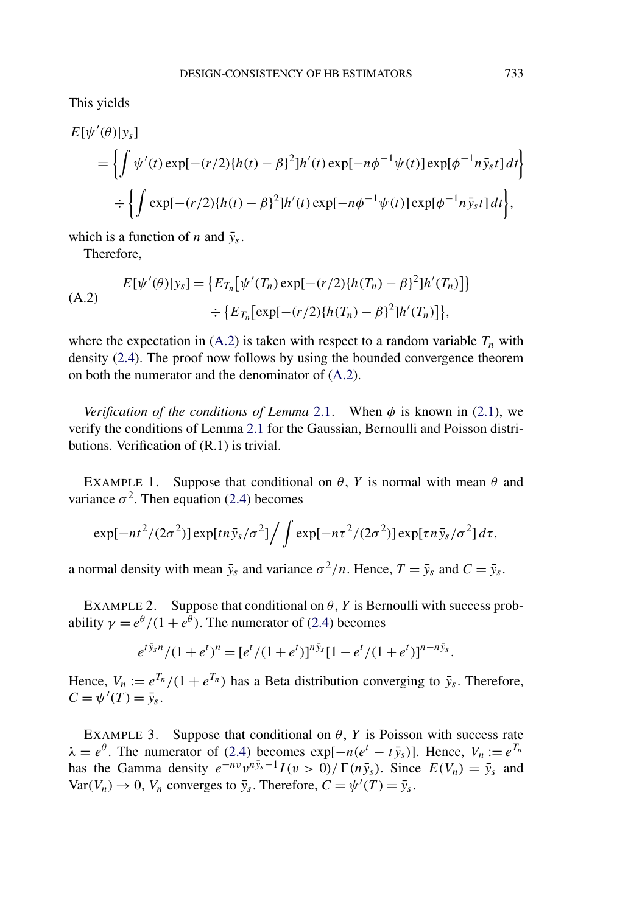This yields

$$
\begin{aligned}
E[\psi'(\theta)|y_s] &= \left\{\int \psi'(t)\exp[-(r/2)\{h(t)-\beta\}^2]h'(t)\exp[-n\phi^{-1}\psi(t)]\exp[\phi^{-1}n\bar{y}_s t]\,dt\right\} \\
&\quad \div \left\{\int \exp[-(r/2)\{h(t)-\beta\}^2]h'(t)\exp[-n\phi^{-1}\psi(t)]\exp[\phi^{-1}n\bar{y}_s t]\,dt\right\},
\end{aligned}
$$

which is a function of $n$ and $\bar{y}_s$.

Therefore,

$$
\begin{aligned}
E[\psi'(\theta)|y_s] &= \{E_{T_n}[\psi'(T_n)\exp[-(r/2)\{h(T_n)-\beta\}^2]h'(T_n)]\} \\
&\qquad \div \{E_{T_n}[\exp[-(r/2)\{h(T_n)-\beta\}^2]h'(T_n)]\},
\end{aligned}
\tag{A.2}
$$

where the expectation in (A.2) is taken with respect to a random variable $T_n$ with density (2.4). The proof now follows by using the bounded convergence theorem on both the numerator and the denominator of (A.2).

*Verification of the conditions of Lemma* 2.1. When $\phi$ is known in (2.1), we verify the conditions of Lemma 2.1 for the Gaussian, Bernoulli and Poisson distributions. Verification of (R.1) is trivial.

EXAMPLE 1. Suppose that conditional on $\theta$, $Y$ is normal with mean $\theta$ and variance $\sigma^2$. Then equation (2.4) becomes

$$
\exp[-nt^2/(2\sigma^2)]\exp[tn\bar{y}_s/\sigma^2]\Big/\int \exp[-n\tau^2/(2\sigma^2)]\exp[\tau n\bar{y}_s/\sigma^2]\,d\tau,
$$

a normal density with mean $\bar{y}_s$ and variance $\sigma^2/n$. Hence, $T = \bar{y}_s$ and $C = \bar{y}_s$.

EXAMPLE 2. Suppose that conditional on $\theta$, $Y$ is Bernoulli with success probability $\gamma = e^\theta/(1+e^\theta)$. The numerator of (2.4) becomes

$$
e^{t\bar{y}_s n}/(1+e^t)^n = [e^t/(1+e^t)]^{n\bar{y}_s}[1-e^t/(1+e^t)]^{n-n\bar{y}_s}.
$$

Hence, $V_n := e^{T_n}/(1+e^{T_n})$ has a Beta distribution converging to $\bar{y}_s$. Therefore, $C = \psi'(T) = \bar{y}_s$.

EXAMPLE 3. Suppose that conditional on $\theta$, $Y$ is Poisson with success rate $\lambda = e^\theta$. The numerator of (2.4) becomes $\exp[-n(e^t - t\bar{y}_s)]$. Hence, $V_n := e^{T_n}$ has the Gamma density $e^{-nv}v^{n\bar{y}_s-1}I(v>0)/\Gamma(n\bar{y}_s)$. Since $E(V_n) = \bar{y}_s$ and $\operatorname{Var}(V_n) \to 0$, $V_n$ converges to $\bar{y}_s$. Therefore, $C = \psi'(T) = \bar{y}_s$.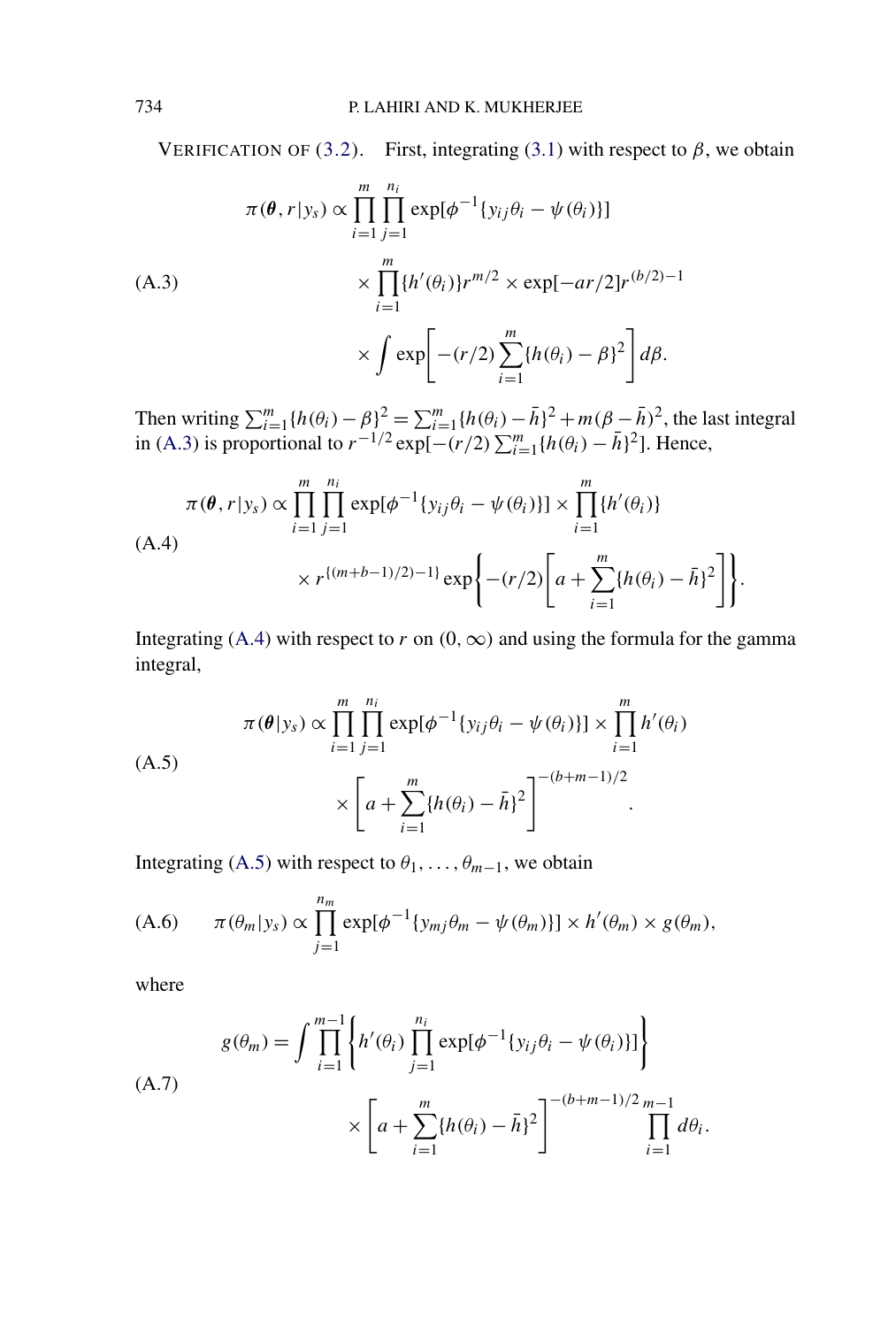VERIFICATION OF (3.2). First, integrating (3.1) with respect to $\beta$, we obtain

$$
\begin{aligned}
\pi(\boldsymbol{\theta}, r|y_s) \propto & \prod_{i=1}^{m}\prod_{j=1}^{n_i} \exp[\phi^{-1}\{y_{ij}\theta_i - \psi(\theta_i)\}] \\
& \times \prod_{i=1}^{m}\{h'(\theta_i)\} r^{m/2} \times \exp[-ar/2] r^{(b/2)-1} \\
& \times \int \exp\left[-(r/2)\sum_{i=1}^{m}\{h(\theta_i) - \beta\}^2\right] d\beta.
\end{aligned} \tag{A.3}
$$

Then writing $\sum_{i=1}^{m}\{h(\theta_i) - \beta\}^2 = \sum_{i=1}^{m}\{h(\theta_i) - \bar{h}\}^2 + m(\beta - \bar{h})^2$, the last integral in (A.3) is proportional to $r^{-1/2}\exp[-(r/2)\sum_{i=1}^{m}\{h(\theta_i) - \bar{h}\}^2]$. Hence,

$$
\begin{aligned}
\pi(\boldsymbol{\theta}, r|y_s) \propto & \prod_{i=1}^{m}\prod_{j=1}^{n_i} \exp[\phi^{-1}\{y_{ij}\theta_i - \psi(\theta_i)\}] \times \prod_{i=1}^{m}\{h'(\theta_i)\} \\
& \times r^{\{(m+b-1)/2)-1\}} \exp\left\{-(r/2)\left[a + \sum_{i=1}^{m}\{h(\theta_i) - \bar{h}\}^2\right]\right\}.
\end{aligned} \tag{A.4}
$$

Integrating (A.4) with respect to $r$ on $(0, \infty)$ and using the formula for the gamma integral,

$$
\begin{aligned}
\pi(\boldsymbol{\theta}|y_s) \propto & \prod_{i=1}^{m}\prod_{j=1}^{n_i} \exp[\phi^{-1}\{y_{ij}\theta_i - \psi(\theta_i)\}] \times \prod_{i=1}^{m} h'(\theta_i) \\
& \times \left[a + \sum_{i=1}^{m}\{h(\theta_i) - \bar{h}\}^2\right]^{-(b+m-1)/2}.
\end{aligned} \tag{A.5}
$$

Integrating (A.5) with respect to $\theta_1, \ldots, \theta_{m-1}$, we obtain

$$
\pi(\theta_m|y_s) \propto \prod_{j=1}^{n_m} \exp[\phi^{-1}\{y_{mj}\theta_m - \psi(\theta_m)\}] \times h'(\theta_m) \times g(\theta_m), \tag{A.6}
$$

where

$$
\begin{aligned}
g(\theta_m) = \int & \prod_{i=1}^{m-1}\left\{h'(\theta_i)\prod_{j=1}^{n_i} \exp[\phi^{-1}\{y_{ij}\theta_i - \psi(\theta_i)\}]\right\} \\
& \times \left[a + \sum_{i=1}^{m}\{h(\theta_i) - \bar{h}\}^2\right]^{-(b+m-1)/2} \prod_{i=1}^{m-1} d\theta_i.
\end{aligned} \tag{A.7}
$$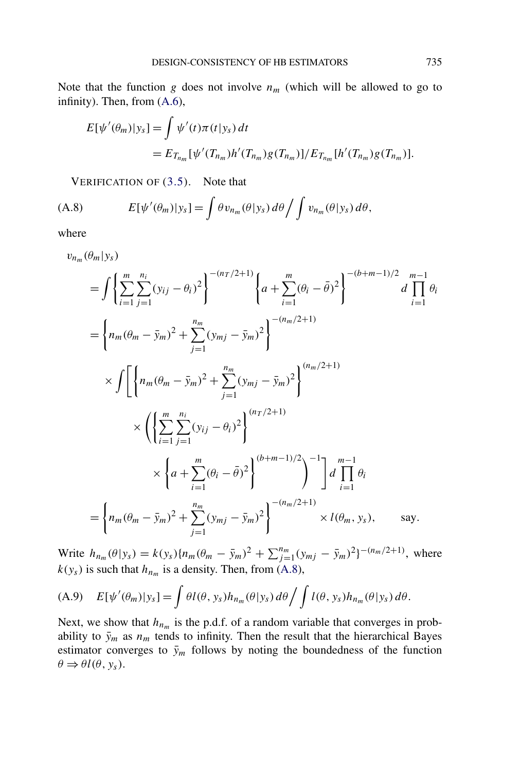Note that the function $g$ does not involve $n_m$ (which will be allowed to go to infinity). Then, from (A.6),

$$
\begin{aligned}
E[\psi'(\theta_m)|y_s] &= \int \psi'(t)\pi(t|y_s)\,dt \\
&= E_{T_{n_m}}[\psi'(T_{n_m})h'(T_{n_m})g(T_{n_m})]/E_{T_{n_m}}[h'(T_{n_m})g(T_{n_m})].
\end{aligned}
$$

VERIFICATION OF (3.5). Note that

$$
E[\psi'(\theta_m)|y_s] = \int \theta v_{n_m}(\theta|y_s)\,d\theta \bigg/ \int v_{n_m}(\theta|y_s)\,d\theta, \tag{A.8}
$$

where

$$
\begin{aligned}
&v_{n_m}(\theta_m|y_s) \\
&= \int \left\{ \sum_{i=1}^{m} \sum_{j=1}^{n_i} (y_{ij} - \theta_i)^2 \right\}^{-(n_T/2+1)} \left\{ a + \sum_{i=1}^{m} (\theta_i - \bar{\theta})^2 \right\}^{-(b+m-1)/2} d \prod_{i=1}^{m-1} \theta_i \\
&= \left\{ n_m(\theta_m - \bar{y}_m)^2 + \sum_{j=1}^{n_m} (y_{mj} - \bar{y}_m)^2 \right\}^{-(n_m/2+1)} \\
&\quad \times \int \left[ \left\{ n_m(\theta_m - \bar{y}_m)^2 + \sum_{j=1}^{n_m} (y_{mj} - \bar{y}_m)^2 \right\}^{(n_m/2+1)} \right. \\
&\qquad \times \left( \left\{ \sum_{i=1}^{m} \sum_{j=1}^{n_i} (y_{ij} - \theta_i)^2 \right\}^{(n_T/2+1)} \right. \\
&\qquad\qquad \left. \left. \times \left\{ a + \sum_{i=1}^{m} (\theta_i - \bar{\theta})^2 \right\}^{(b+m-1)/2} \right)^{-1} \right] d \prod_{i=1}^{m-1} \theta_i \\
&= \left\{ n_m(\theta_m - \bar{y}_m)^2 + \sum_{j=1}^{n_m} (y_{mj} - \bar{y}_m)^2 \right\}^{-(n_m/2+1)} \times l(\theta_m, y_s), \qquad \text{say.}
\end{aligned}
$$

Write $h_{n_m}(\theta|y_s) = k(y_s)\{n_m(\theta_m - \bar{y}_m)^2 + \sum_{j=1}^{n_m}(y_{mj} - \bar{y}_m)^2\}^{-(n_m/2+1)}$, where $k(y_s)$ is such that $h_{n_m}$ is a density. Then, from (A.8),

$$
E[\psi'(\theta_m)|y_s] = \int \theta l(\theta, y_s) h_{n_m}(\theta|y_s)\,d\theta \bigg/ \int l(\theta, y_s) h_{n_m}(\theta|y_s)\,d\theta. \tag{A.9}
$$

Next, we show that $h_{n_m}$ is the p.d.f. of a random variable that converges in probability to $\bar{y}_m$ as $n_m$ tends to infinity. Then the result that the hierarchical Bayes estimator converges to $\bar{y}_m$ follows by noting the boundedness of the function $\theta \Rightarrow \theta l(\theta, y_s)$.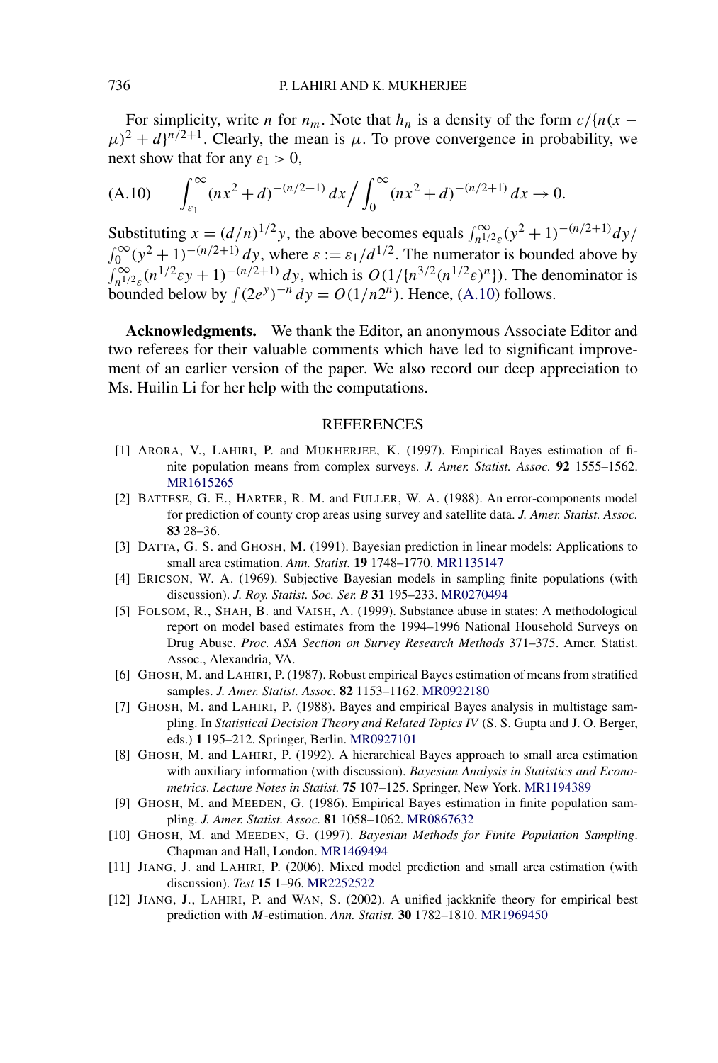For simplicity, write $n$ for $n_m$. Note that $h_n$ is a density of the form $c/\{n(x-\mu)^2+d\}^{n/2+1}$. Clearly, the mean is $\mu$. To prove convergence in probability, we next show that for any $\varepsilon_1 > 0$,

$$\text{(A.10)}\qquad \int_{\varepsilon_1}^{\infty}(nx^2+d)^{-(n/2+1)}\,dx \Big/ \int_0^{\infty}(nx^2+d)^{-(n/2+1)}\,dx \to 0.$$

Substituting $x=(d/n)^{1/2}y$, the above becomes equals $\int_{n^{1/2}\varepsilon}^{\infty}(y^2+1)^{-(n/2+1)}dy/\int_0^{\infty}(y^2+1)^{-(n/2+1)}\,dy$, where $\varepsilon := \varepsilon_1/d^{1/2}$. The numerator is bounded above by $\int_{n^{1/2}\varepsilon}^{\infty}(n^{1/2}\varepsilon y+1)^{-(n/2+1)}\,dy$, which is $O(1/\{n^{3/2}(n^{1/2}\varepsilon)^n\})$. The denominator is bounded below by $\int(2e^y)^{-n}\,dy = O(1/n2^n)$. Hence, (A.10) follows.

**Acknowledgments.** We thank the Editor, an anonymous Associate Editor and two referees for their valuable comments which have led to significant improvement of an earlier version of the paper. We also record our deep appreciation to Ms. Huilin Li for her help with the computations.

## REFERENCES

[1] ARORA, V., LAHIRI, P. and MUKHERJEE, K. (1997). Empirical Bayes estimation of finite population means from complex surveys. *J. Amer. Statist. Assoc.* **92** 1555–1562. MR1615265

[2] BATTESE, G. E., HARTER, R. M. and FULLER, W. A. (1988). An error-components model for prediction of county crop areas using survey and satellite data. *J. Amer. Statist. Assoc.* **83** 28–36.

[3] DATTA, G. S. and GHOSH, M. (1991). Bayesian prediction in linear models: Applications to small area estimation. *Ann. Statist.* **19** 1748–1770. MR1135147

[4] ERICSON, W. A. (1969). Subjective Bayesian models in sampling finite populations (with discussion). *J. Roy. Statist. Soc. Ser. B* **31** 195–233. MR0270494

[5] FOLSOM, R., SHAH, B. and VAISH, A. (1999). Substance abuse in states: A methodological report on model based estimates from the 1994–1996 National Household Surveys on Drug Abuse. *Proc. ASA Section on Survey Research Methods* 371–375. Amer. Statist. Assoc., Alexandria, VA.

[6] GHOSH, M. and LAHIRI, P. (1987). Robust empirical Bayes estimation of means from stratified samples. *J. Amer. Statist. Assoc.* **82** 1153–1162. MR0922180

[7] GHOSH, M. and LAHIRI, P. (1988). Bayes and empirical Bayes analysis in multistage sampling. In *Statistical Decision Theory and Related Topics IV* (S. S. Gupta and J. O. Berger, eds.) **1** 195–212. Springer, Berlin. MR0927101

[8] GHOSH, M. and LAHIRI, P. (1992). A hierarchical Bayes approach to small area estimation with auxiliary information (with discussion). *Bayesian Analysis in Statistics and Econometrics*. *Lecture Notes in Statist.* **75** 107–125. Springer, New York. MR1194389

[9] GHOSH, M. and MEEDEN, G. (1986). Empirical Bayes estimation in finite population sampling. *J. Amer. Statist. Assoc.* **81** 1058–1062. MR0867632

[10] GHOSH, M. and MEEDEN, G. (1997). *Bayesian Methods for Finite Population Sampling*. Chapman and Hall, London. MR1469494

[11] JIANG, J. and LAHIRI, P. (2006). Mixed model prediction and small area estimation (with discussion). *Test* **15** 1–96. MR2252522

[12] JIANG, J., LAHIRI, P. and WAN, S. (2002). A unified jackknife theory for empirical best prediction with *M*-estimation. *Ann. Statist.* **30** 1782–1810. MR1969450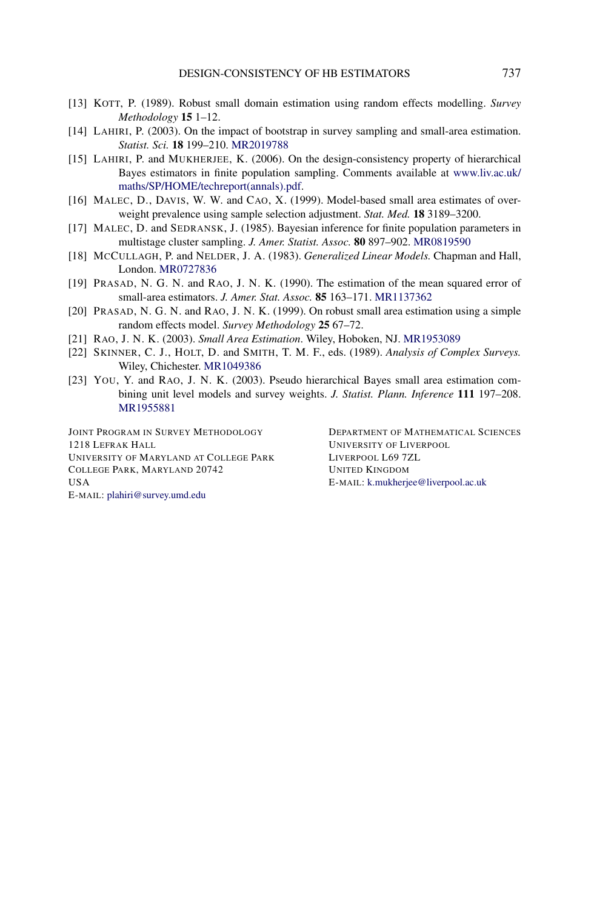[13] Kott, P. (1989). Robust small domain estimation using random effects modelling. *Survey Methodology* **15** 1–12.

[14] Lahiri, P. (2003). On the impact of bootstrap in survey sampling and small-area estimation. *Statist. Sci.* **18** 199–210. MR2019788

[15] Lahiri, P. and Mukherjee, K. (2006). On the design-consistency property of hierarchical Bayes estimators in finite population sampling. Comments available at www.liv.ac.uk/maths/SP/HOME/techreport(annals).pdf.

[16] Malec, D., Davis, W. W. and Cao, X. (1999). Model-based small area estimates of overweight prevalence using sample selection adjustment. *Stat. Med.* **18** 3189–3200.

[17] Malec, D. and Sedransk, J. (1985). Bayesian inference for finite population parameters in multistage cluster sampling. *J. Amer. Statist. Assoc.* **80** 897–902. MR0819590

[18] McCullagh, P. and Nelder, J. A. (1983). *Generalized Linear Models.* Chapman and Hall, London. MR0727836

[19] Prasad, N. G. N. and Rao, J. N. K. (1990). The estimation of the mean squared error of small-area estimators. *J. Amer. Stat. Assoc.* **85** 163–171. MR1137362

[20] Prasad, N. G. N. and Rao, J. N. K. (1999). On robust small area estimation using a simple random effects model. *Survey Methodology* **25** 67–72.

[21] Rao, J. N. K. (2003). *Small Area Estimation*. Wiley, Hoboken, NJ. MR1953089

[22] Skinner, C. J., Holt, D. and Smith, T. M. F., eds. (1989). *Analysis of Complex Surveys.* Wiley, Chichester. MR1049386

[23] You, Y. and Rao, J. N. K. (2003). Pseudo hierarchical Bayes small area estimation combining unit level models and survey weights. *J. Statist. Plann. Inference* **111** 197–208. MR1955881

Joint Program in Survey Methodology
1218 Lefrak Hall
University of Maryland at College Park
College Park, Maryland 20742
USA
E-mail: plahiri@survey.umd.edu

Department of Mathematical Sciences
University of Liverpool
Liverpool L69 7ZL
United Kingdom
E-mail: k.mukherjee@liverpool.ac.uk